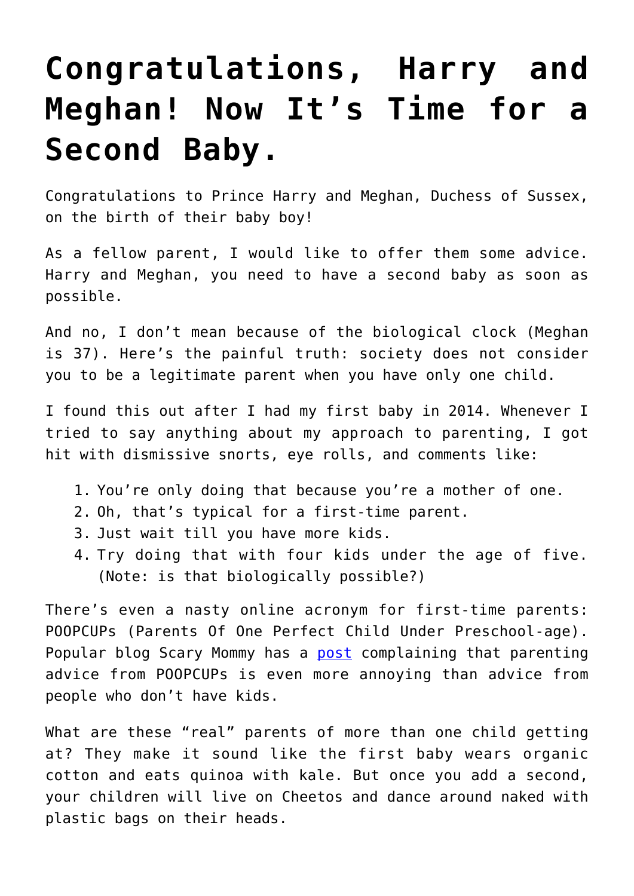# Congratulations, Harry and Meghan! Now It's Time for a Second Baby.

Congratulations to Prince Harry and Meghan, Duchess of Sussex, on the birth of their baby boy!

As a fellow parent, I would like to offer them some advice. Harry and Meghan, you need to have a second baby as soon as possible.

And no, I don't mean because of the biological clock (Meghan is 37). Here's the painful truth: society does not consider you to be a legitimate parent when you have only one child.

I found this out after I had my first baby in 2014. Whenever I tried to say anything about my approach to parenting, I got hit with dismissive snorts, eye rolls, and comments like:

1. You're only doing that because you're a mother of one.
2. Oh, that's typical for a first-time parent.
3. Just wait till you have more kids.
4. Try doing that with four kids under the age of five. (Note: is that biologically possible?)

There's even a nasty online acronym for first-time parents: POOPCUPs (Parents Of One Perfect Child Under Preschool-age). Popular blog Scary Mommy has a post complaining that parenting advice from POOPCUPs is even more annoying than advice from people who don't have kids.

What are these "real" parents of more than one child getting at? They make it sound like the first baby wears organic cotton and eats quinoa with kale. But once you add a second, your children will live on Cheetos and dance around naked with plastic bags on their heads.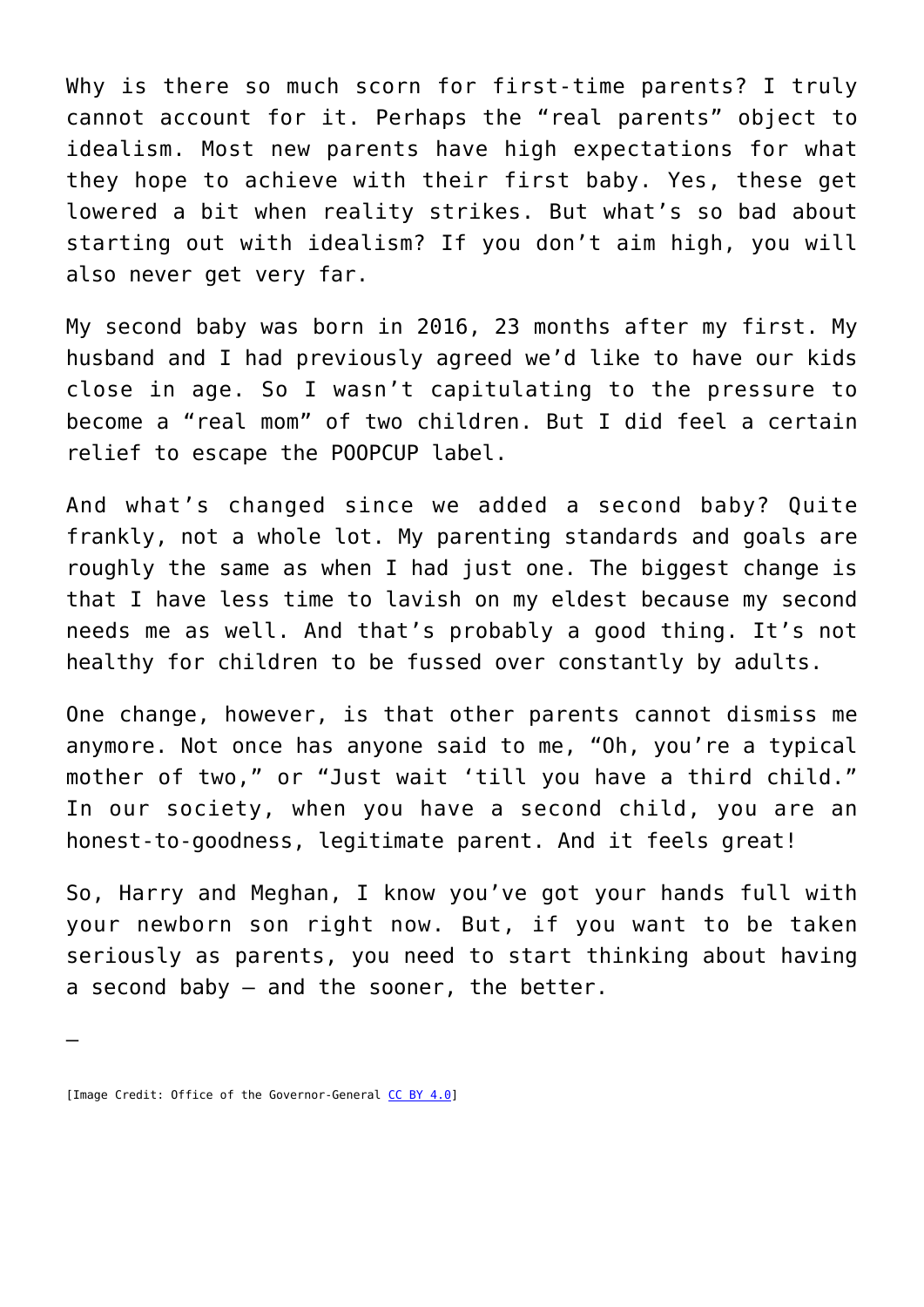Why is there so much scorn for first-time parents? I truly cannot account for it. Perhaps the "real parents" object to idealism. Most new parents have high expectations for what they hope to achieve with their first baby. Yes, these get lowered a bit when reality strikes. But what's so bad about starting out with idealism? If you don't aim high, you will also never get very far.

My second baby was born in 2016, 23 months after my first. My husband and I had previously agreed we'd like to have our kids close in age. So I wasn't capitulating to the pressure to become a "real mom" of two children. But I did feel a certain relief to escape the POOPCUP label.

And what's changed since we added a second baby? Quite frankly, not a whole lot. My parenting standards and goals are roughly the same as when I had just one. The biggest change is that I have less time to lavish on my eldest because my second needs me as well. And that's probably a good thing. It's not healthy for children to be fussed over constantly by adults.

One change, however, is that other parents cannot dismiss me anymore. Not once has anyone said to me, "Oh, you're a typical mother of two," or "Just wait 'till you have a third child." In our society, when you have a second child, you are an honest-to-goodness, legitimate parent. And it feels great!

So, Harry and Meghan, I know you've got your hands full with your newborn son right now. But, if you want to be taken seriously as parents, you need to start thinking about having a second baby – and the sooner, the better.

—

[Image Credit: Office of the Governor-General CC BY 4.0]